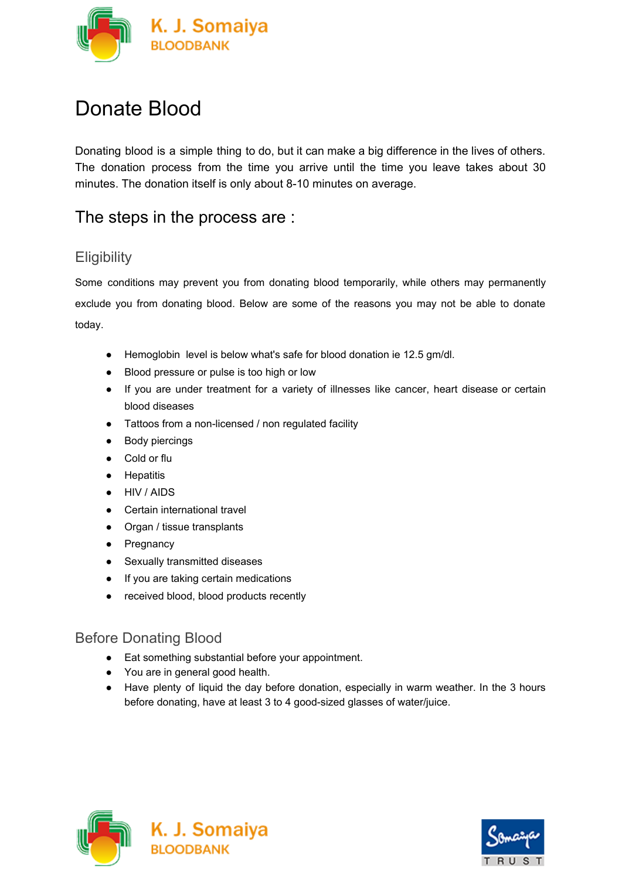# Donate Blood

Donating blood is a simple thing to do, but it can make a big difference in the lives of others. The donation process from the time you arrive until the time you leave takes about 30 minutes. The donation itself is only about 8-10 minutes on average.

## The steps in the process are :

### Eligibility

Some conditions may prevent you from donating blood temporarily, while others may permanently exclude you from donating blood. Below are some of the reasons you may not be able to donate today.

- Hemoglobin level is below what's safe for blood donation ie 12.5 gm/dl.
- Blood pressure or pulse is too high or low
- If you are under treatment for a variety of illnesses like cancer, heart disease or certain blood diseases
- Tattoos from a non-licensed / non regulated facility
- Body piercings
- Cold or flu
- Hepatitis
- HIV / AIDS
- Certain international travel
- Organ / tissue transplants
- Pregnancy
- Sexually transmitted diseases
- If you are taking certain medications
- received blood, blood products recently

### Before Donating Blood

- Eat something substantial before your appointment.
- You are in general good health.
- Have plenty of liquid the day before donation, especially in warm weather. In the 3 hours before donating, have at least 3 to 4 good-sized glasses of water/juice.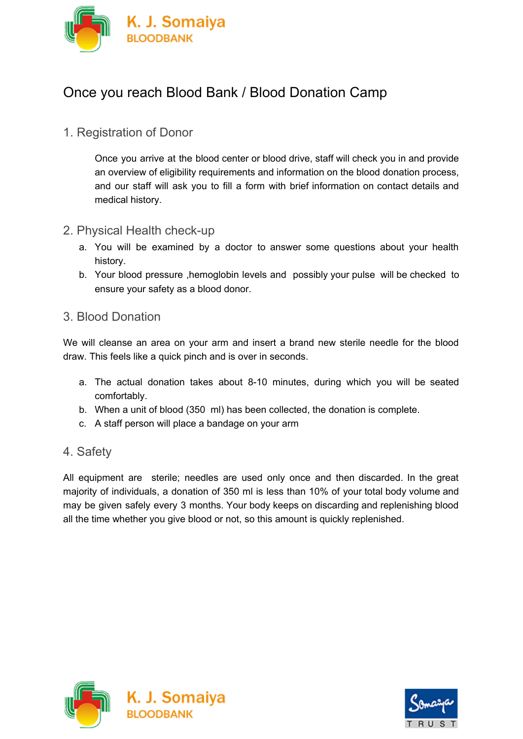# Once you reach Blood Bank / Blood Donation Camp

## 1. Registration of Donor

Once you arrive at the blood center or blood drive, staff will check you in and provide an overview of eligibility requirements and information on the blood donation process, and our staff will ask you to fill a form with brief information on contact details and medical history.

## 2. Physical Health check-up

a. You will be examined by a doctor to answer some questions about your health history.
b. Your blood pressure ,hemoglobin levels and possibly your pulse will be checked to ensure your safety as a blood donor.

## 3. Blood Donation

We will cleanse an area on your arm and insert a brand new sterile needle for the blood draw. This feels like a quick pinch and is over in seconds.

a. The actual donation takes about 8-10 minutes, during which you will be seated comfortably.
b. When a unit of blood (350 ml) has been collected, the donation is complete.
c. A staff person will place a bandage on your arm

## 4. Safety

All equipment are sterile; needles are used only once and then discarded. In the great majority of individuals, a donation of 350 ml is less than 10% of your total body volume and may be given safely every 3 months. Your body keeps on discarding and replenishing blood all the time whether you give blood or not, so this amount is quickly replenished.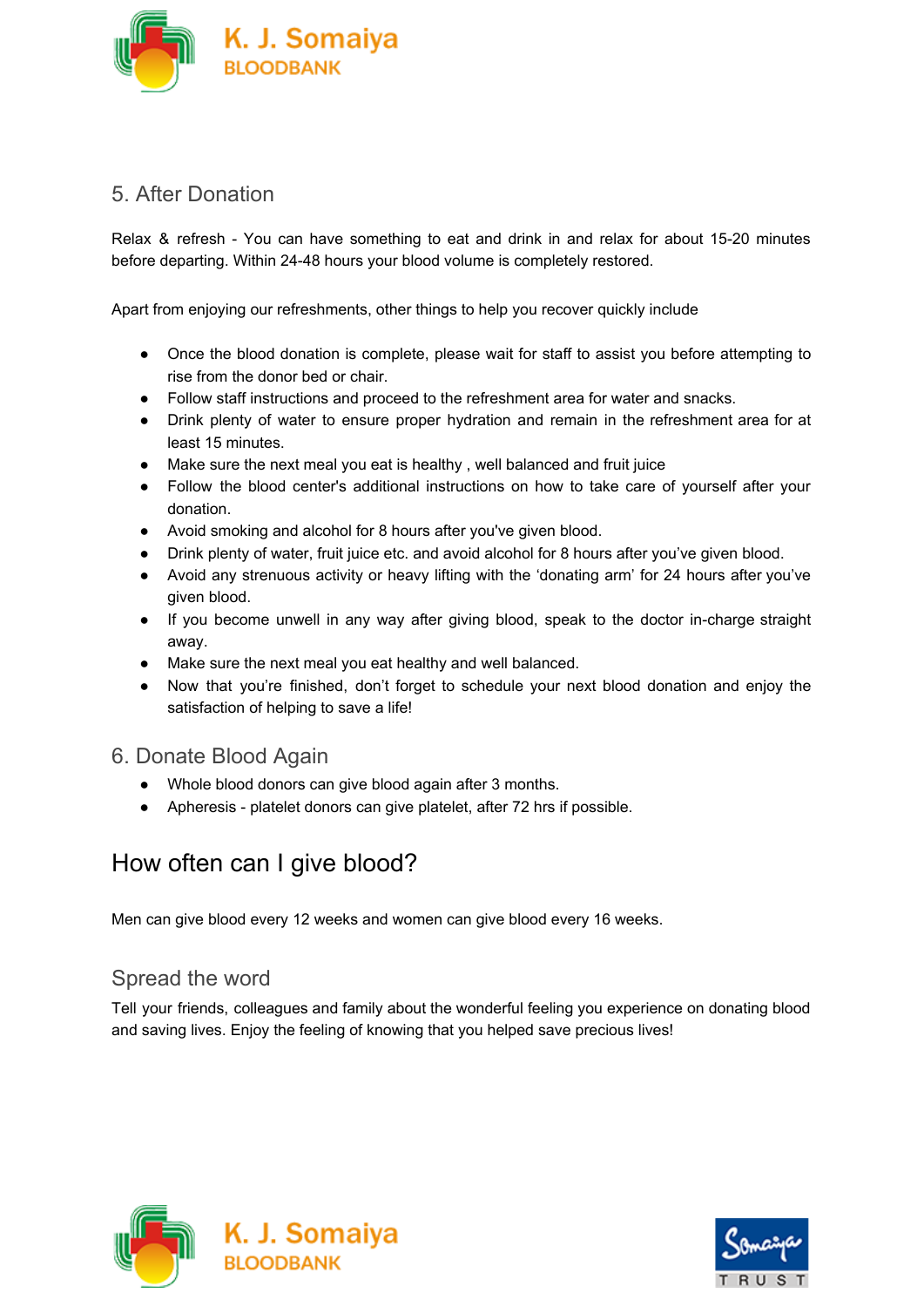## 5. After Donation

Relax & refresh - You can have something to eat and drink in and relax for about 15-20 minutes before departing. Within 24-48 hours your blood volume is completely restored.

Apart from enjoying our refreshments, other things to help you recover quickly include

- Once the blood donation is complete, please wait for staff to assist you before attempting to rise from the donor bed or chair.
- Follow staff instructions and proceed to the refreshment area for water and snacks.
- Drink plenty of water to ensure proper hydration and remain in the refreshment area for at least 15 minutes.
- Make sure the next meal you eat is healthy , well balanced and fruit juice
- Follow the blood center's additional instructions on how to take care of yourself after your donation.
- Avoid smoking and alcohol for 8 hours after you've given blood.
- Drink plenty of water, fruit juice etc. and avoid alcohol for 8 hours after you've given blood.
- Avoid any strenuous activity or heavy lifting with the 'donating arm' for 24 hours after you've given blood.
- If you become unwell in any way after giving blood, speak to the doctor in-charge straight away.
- Make sure the next meal you eat healthy and well balanced.
- Now that you're finished, don't forget to schedule your next blood donation and enjoy the satisfaction of helping to save a life!

## 6. Donate Blood Again

- Whole blood donors can give blood again after 3 months.
- Apheresis - platelet donors can give platelet, after 72 hrs if possible.

# How often can I give blood?

Men can give blood every 12 weeks and women can give blood every 16 weeks.

## Spread the word

Tell your friends, colleagues and family about the wonderful feeling you experience on donating blood and saving lives. Enjoy the feeling of knowing that you helped save precious lives!